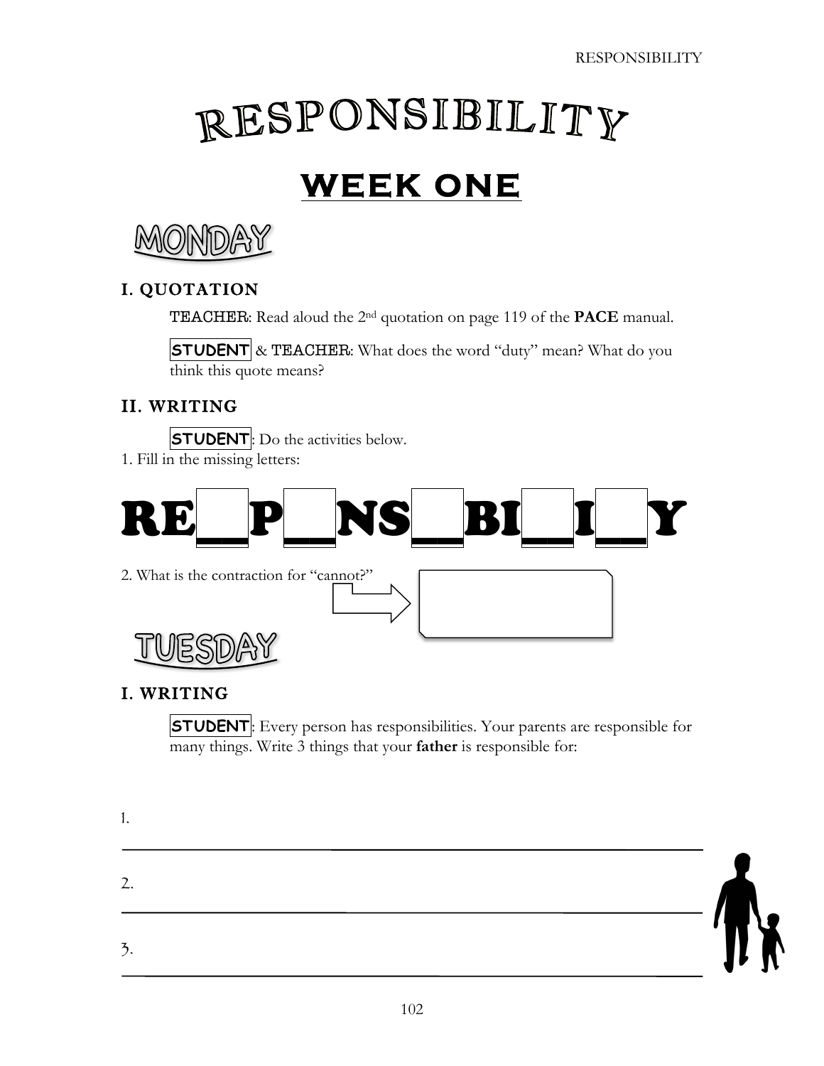# RESPONSIBILITY

## WEEK ONE

### MONDAY

#### I. QUOTATION

TEACHER: Read aloud the 2nd quotation on page 119 of the **PACE** manual.

STUDENT & TEACHER: What does the word "duty" mean? What do you think this quote means?

#### II. WRITING

STUDENT: Do the activities below.

1. Fill in the missing letters:

**RE__P__NS__BI__I__Y**

2. What is the contraction for "cannot?" ⇨ ____________

### TUESDAY

#### I. WRITING

STUDENT: Every person has responsibilities. Your parents are responsible for many things. Write 3 things that your **father** is responsible for:

1. ______________________________

2. ______________________________

3. ______________________________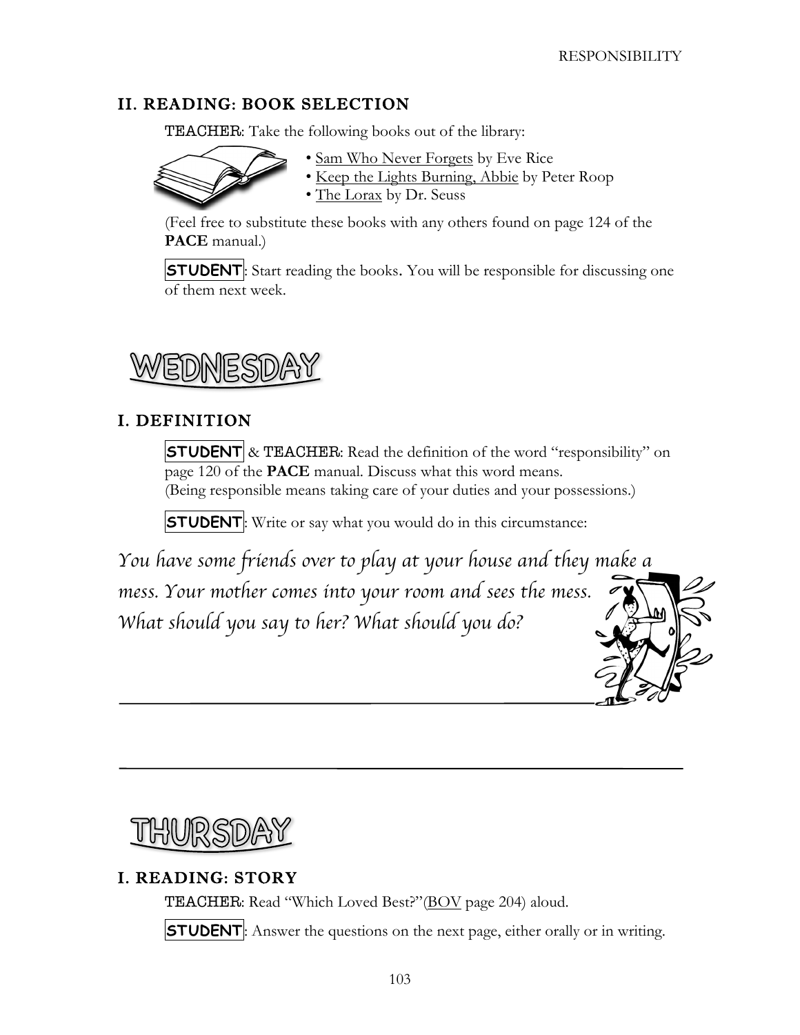## II. READING: BOOK SELECTION

TEACHER: Take the following books out of the library:

- Sam Who Never Forgets by Eve Rice
- Keep the Lights Burning, Abbie by Peter Roop
- The Lorax by Dr. Seuss

(Feel free to substitute these books with any others found on page 124 of the **PACE** manual.)

**STUDENT**: Start reading the books. You will be responsible for discussing one of them next week.

# WEDNESDAY

## I. DEFINITION

**STUDENT** & TEACHER: Read the definition of the word "responsibility" on page 120 of the **PACE** manual. Discuss what this word means. (Being responsible means taking care of your duties and your possessions.)

**STUDENT**: Write or say what you would do in this circumstance:

*You have some friends over to play at your house and they make a mess. Your mother comes into your room and sees the mess. What should you say to her? What should you do?*

______________________________________________

______________________________________________

# THURSDAY

## I. READING: STORY

TEACHER: Read "Which Loved Best?"(BOV page 204) aloud.

**STUDENT**: Answer the questions on the next page, either orally or in writing.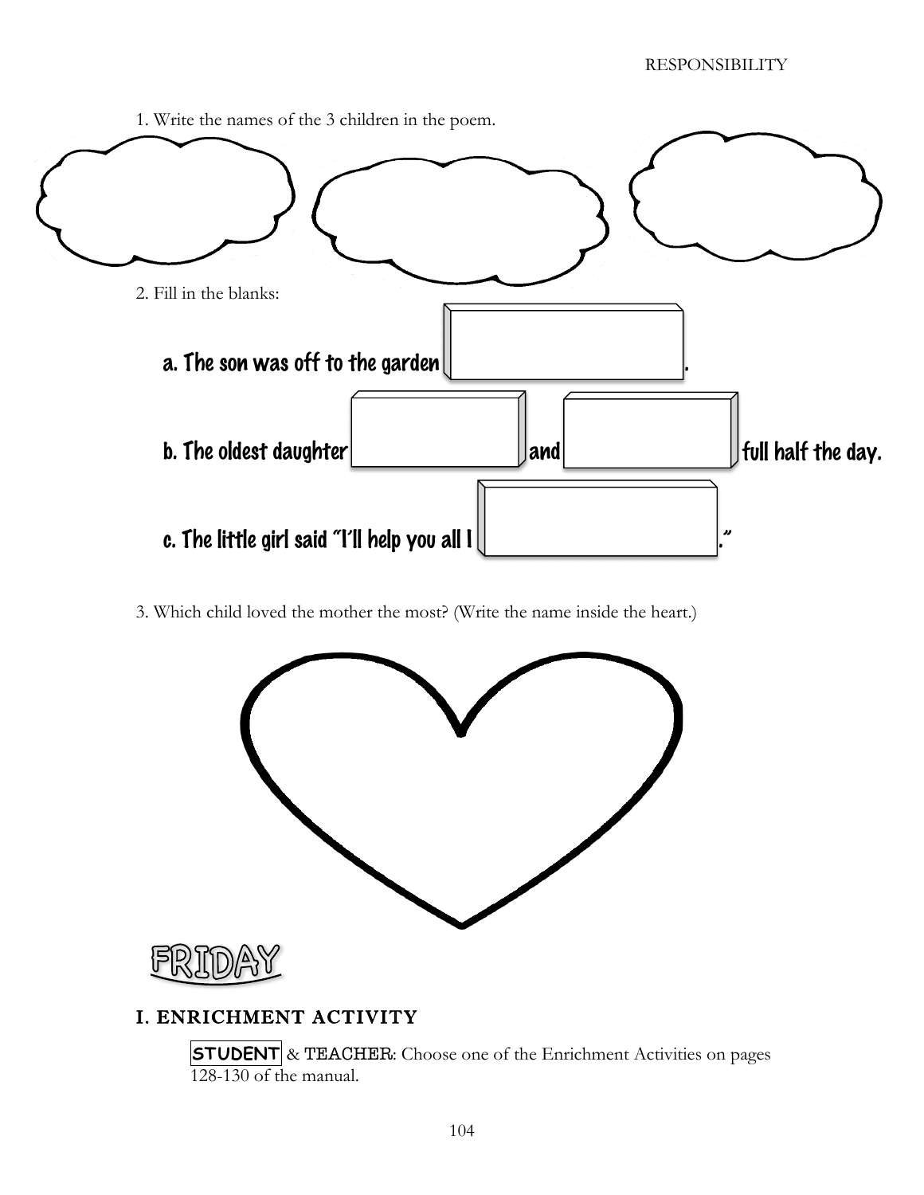1. Write the names of the 3 children in the poem.

2. Fill in the blanks:

**a. The son was off to the garden ________.**

**b. The oldest daughter ________ and ________ full half the day.**

**c. The little girl said "I'll help you all I ________."**

3. Which child loved the mother the most? (Write the name inside the heart.)

FRIDAY

## I. ENRICHMENT ACTIVITY

**STUDENT** & TEACHER: Choose one of the Enrichment Activities on pages 128-130 of the manual.